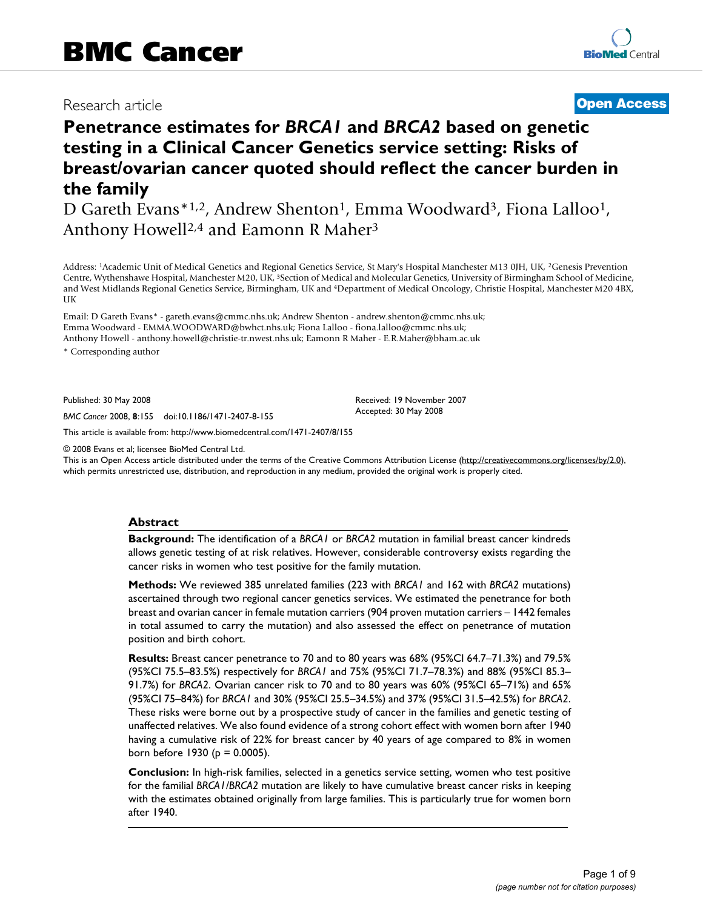BMC Cancer

Research article

Open Access

# Penetrance estimates for *BRCA1* and *BRCA2* based on genetic testing in a Clinical Cancer Genetics service setting: Risks of breast/ovarian cancer quoted should reflect the cancer burden in the family

D Gareth Evans*[1,2], Andrew Shenton[1], Emma Woodward[3], Fiona Lalloo[1], Anthony Howell[2,4] and Eamonn R Maher[3]

Address: [1]Academic Unit of Medical Genetics and Regional Genetics Service, St Mary's Hospital Manchester M13 0JH, UK, [2]Genesis Prevention Centre, Wythenshawe Hospital, Manchester M20, UK, [3]Section of Medical and Molecular Genetics, University of Birmingham School of Medicine, and West Midlands Regional Genetics Service, Birmingham, UK and [4]Department of Medical Oncology, Christie Hospital, Manchester M20 4BX, UK

Email: D Gareth Evans* - gareth.evans@cmmc.nhs.uk; Andrew Shenton - andrew.shenton@cmmc.nhs.uk; Emma Woodward - EMMA.WOODWARD@bwhct.nhs.uk; Fiona Lalloo - fiona.lalloo@cmmc.nhs.uk; Anthony Howell - anthony.howell@christie-tr.nwest.nhs.uk; Eamonn R Maher - E.R.Maher@bham.ac.uk

* Corresponding author

Published: 30 May 2008

*BMC Cancer* 2008, **8**:155 doi:10.1186/1471-2407-8-155

Received: 19 November 2007
Accepted: 30 May 2008

This article is available from: http://www.biomedcentral.com/1471-2407/8/155

© 2008 Evans et al; licensee BioMed Central Ltd.
This is an Open Access article distributed under the terms of the Creative Commons Attribution License (http://creativecommons.org/licenses/by/2.0), which permits unrestricted use, distribution, and reproduction in any medium, provided the original work is properly cited.

## Abstract

**Background:** The identification of a *BRCA1* or *BRCA2* mutation in familial breast cancer kindreds allows genetic testing of at risk relatives. However, considerable controversy exists regarding the cancer risks in women who test positive for the family mutation.

**Methods:** We reviewed 385 unrelated families (223 with *BRCA1* and 162 with *BRCA2* mutations) ascertained through two regional cancer genetics services. We estimated the penetrance for both breast and ovarian cancer in female mutation carriers (904 proven mutation carriers – 1442 females in total assumed to carry the mutation) and also assessed the effect on penetrance of mutation position and birth cohort.

**Results:** Breast cancer penetrance to 70 and to 80 years was 68% (95%CI 64.7–71.3%) and 79.5% (95%CI 75.5–83.5%) respectively for *BRCA1* and 75% (95%CI 71.7–78.3%) and 88% (95%CI 85.3–91.7%) for *BRCA2*. Ovarian cancer risk to 70 and to 80 years was 60% (95%CI 65–71%) and 65% (95%CI 75–84%) for *BRCA1* and 30% (95%CI 25.5–34.5%) and 37% (95%CI 31.5–42.5%) for *BRCA2*. These risks were borne out by a prospective study of cancer in the families and genetic testing of unaffected relatives. We also found evidence of a strong cohort effect with women born after 1940 having a cumulative risk of 22% for breast cancer by 40 years of age compared to 8% in women born before 1930 ($p = 0.0005$).

**Conclusion:** In high-risk families, selected in a genetics service setting, women who test positive for the familial *BRCA1/BRCA2* mutation are likely to have cumulative breast cancer risks in keeping with the estimates obtained originally from large families. This is particularly true for women born after 1940.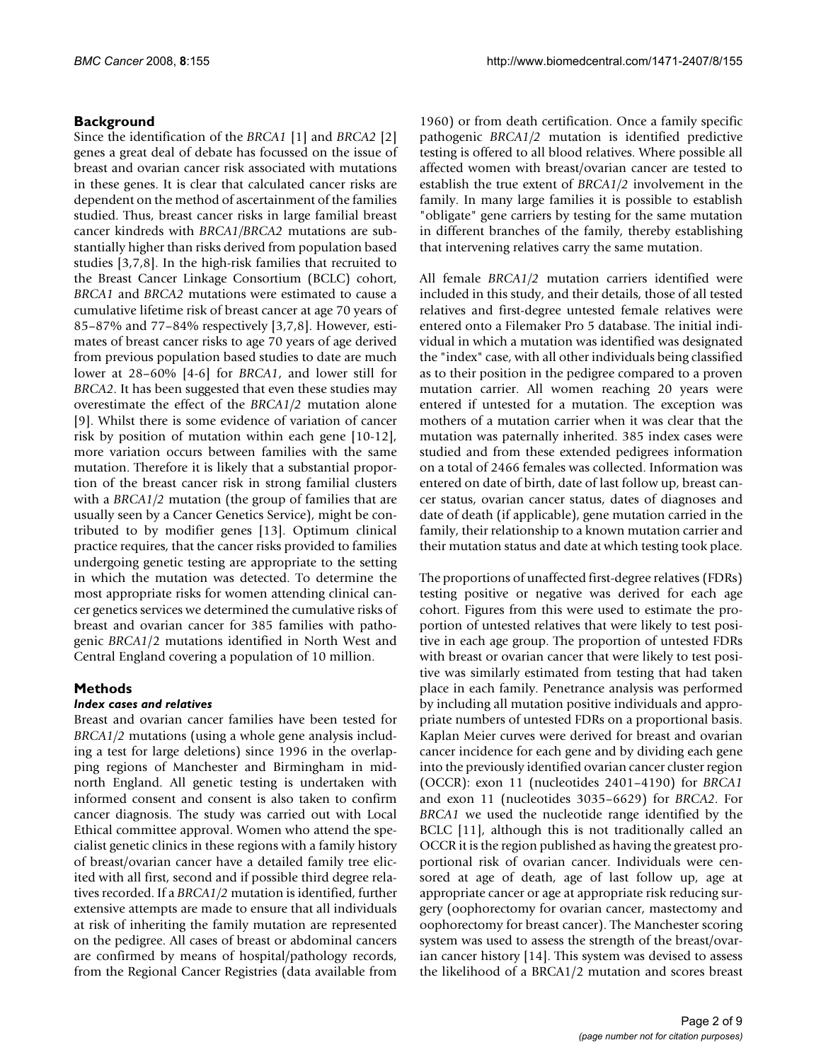## Background

Since the identification of the *BRCA1* [1] and *BRCA2* [2] genes a great deal of debate has focussed on the issue of breast and ovarian cancer risk associated with mutations in these genes. It is clear that calculated cancer risks are dependent on the method of ascertainment of the families studied. Thus, breast cancer risks in large familial breast cancer kindreds with *BRCA1/BRCA2* mutations are substantially higher than risks derived from population based studies [3,7,8]. In the high-risk families that recruited to the Breast Cancer Linkage Consortium (BCLC) cohort, *BRCA1* and *BRCA2* mutations were estimated to cause a cumulative lifetime risk of breast cancer at age 70 years of 85–87% and 77–84% respectively [3,7,8]. However, estimates of breast cancer risks to age 70 years of age derived from previous population based studies to date are much lower at 28–60% [4-6] for *BRCA1*, and lower still for *BRCA2*. It has been suggested that even these studies may overestimate the effect of the *BRCA1/2* mutation alone [9]. Whilst there is some evidence of variation of cancer risk by position of mutation within each gene [10-12], more variation occurs between families with the same mutation. Therefore it is likely that a substantial proportion of the breast cancer risk in strong familial clusters with a *BRCA1/2* mutation (the group of families that are usually seen by a Cancer Genetics Service), might be contributed to by modifier genes [13]. Optimum clinical practice requires, that the cancer risks provided to families undergoing genetic testing are appropriate to the setting in which the mutation was detected. To determine the most appropriate risks for women attending clinical cancer genetics services we determined the cumulative risks of breast and ovarian cancer for 385 families with pathogenic *BRCA1/2* mutations identified in North West and Central England covering a population of 10 million.

## Methods

### *Index cases and relatives*

Breast and ovarian cancer families have been tested for *BRCA1/2* mutations (using a whole gene analysis including a test for large deletions) since 1996 in the overlapping regions of Manchester and Birmingham in mid-north England. All genetic testing is undertaken with informed consent and consent is also taken to confirm cancer diagnosis. The study was carried out with Local Ethical committee approval. Women who attend the specialist genetic clinics in these regions with a family history of breast/ovarian cancer have a detailed family tree elicited with all first, second and if possible third degree relatives recorded. If a *BRCA1/2* mutation is identified, further extensive attempts are made to ensure that all individuals at risk of inheriting the family mutation are represented on the pedigree. All cases of breast or abdominal cancers are confirmed by means of hospital/pathology records, from the Regional Cancer Registries (data available from 1960) or from death certification. Once a family specific pathogenic *BRCA1/2* mutation is identified predictive testing is offered to all blood relatives. Where possible all affected women with breast/ovarian cancer are tested to establish the true extent of *BRCA1/2* involvement in the family. In many large families it is possible to establish "obligate" gene carriers by testing for the same mutation in different branches of the family, thereby establishing that intervening relatives carry the same mutation.

All female *BRCA1/2* mutation carriers identified were included in this study, and their details, those of all tested relatives and first-degree untested female relatives were entered onto a Filemaker Pro 5 database. The initial individual in which a mutation was identified was designated the "index" case, with all other individuals being classified as to their position in the pedigree compared to a proven mutation carrier. All women reaching 20 years were entered if untested for a mutation. The exception was mothers of a mutation carrier when it was clear that the mutation was paternally inherited. 385 index cases were studied and from these extended pedigrees information on a total of 2466 females was collected. Information was entered on date of birth, date of last follow up, breast cancer status, ovarian cancer status, dates of diagnoses and date of death (if applicable), gene mutation carried in the family, their relationship to a known mutation carrier and their mutation status and date at which testing took place.

The proportions of unaffected first-degree relatives (FDRs) testing positive or negative was derived for each age cohort. Figures from this were used to estimate the proportion of untested relatives that were likely to test positive in each age group. The proportion of untested FDRs with breast or ovarian cancer that were likely to test positive was similarly estimated from testing that had taken place in each family. Penetrance analysis was performed by including all mutation positive individuals and appropriate numbers of untested FDRs on a proportional basis. Kaplan Meier curves were derived for breast and ovarian cancer incidence for each gene and by dividing each gene into the previously identified ovarian cancer cluster region (OCCR): exon 11 (nucleotides 2401–4190) for *BRCA1* and exon 11 (nucleotides 3035–6629) for *BRCA2*. For *BRCA1* we used the nucleotide range identified by the BCLC [11], although this is not traditionally called an OCCR it is the region published as having the greatest proportional risk of ovarian cancer. Individuals were censored at age of death, age of last follow up, age at appropriate cancer or age at appropriate risk reducing surgery (oophorectomy for ovarian cancer, mastectomy and oophorectomy for breast cancer). The Manchester scoring system was used to assess the strength of the breast/ovarian cancer history [14]. This system was devised to assess the likelihood of a BRCA1/2 mutation and scores breast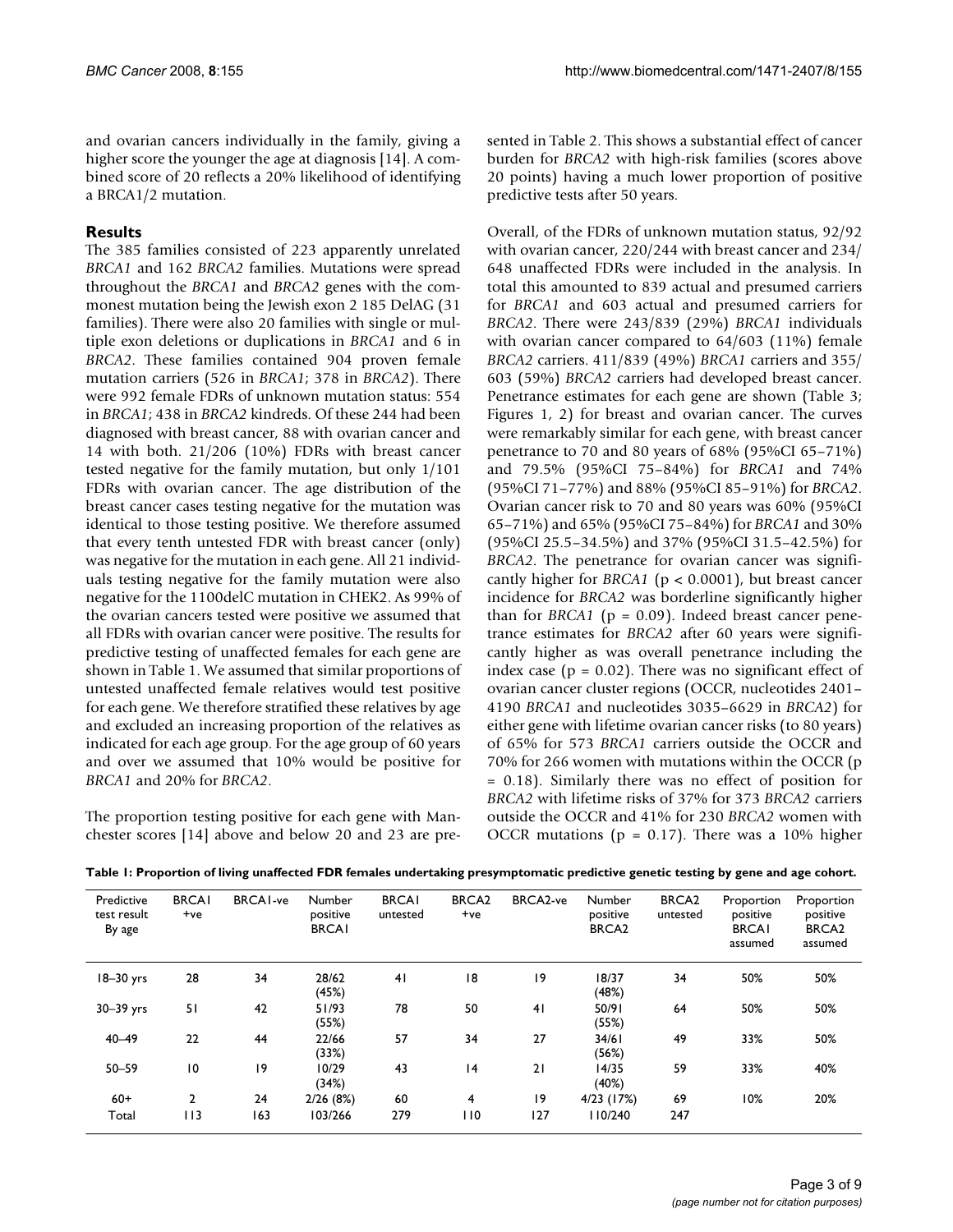and ovarian cancers individually in the family, giving a higher score the younger the age at diagnosis [14]. A combined score of 20 reflects a 20% likelihood of identifying a BRCA1/2 mutation.

## Results

The 385 families consisted of 223 apparently unrelated *BRCA1* and 162 *BRCA2* families. Mutations were spread throughout the *BRCA1* and *BRCA2* genes with the commonest mutation being the Jewish exon 2 185 DelAG (31 families). There were also 20 families with single or multiple exon deletions or duplications in *BRCA1* and 6 in *BRCA2*. These families contained 904 proven female mutation carriers (526 in *BRCA1*; 378 in *BRCA2*). There were 992 female FDRs of unknown mutation status: 554 in *BRCA1*; 438 in *BRCA2* kindreds. Of these 244 had been diagnosed with breast cancer, 88 with ovarian cancer and 14 with both. 21/206 (10%) FDRs with breast cancer tested negative for the family mutation, but only 1/101 FDRs with ovarian cancer. The age distribution of the breast cancer cases testing negative for the mutation was identical to those testing positive. We therefore assumed that every tenth untested FDR with breast cancer (only) was negative for the mutation in each gene. All 21 individuals testing negative for the family mutation were also negative for the 1100delC mutation in CHEK2. As 99% of the ovarian cancers tested were positive we assumed that all FDRs with ovarian cancer were positive. The results for predictive testing of unaffected females for each gene are shown in Table 1. We assumed that similar proportions of untested unaffected female relatives would test positive for each gene. We therefore stratified these relatives by age and excluded an increasing proportion of the relatives as indicated for each age group. For the age group of 60 years and over we assumed that 10% would be positive for *BRCA1* and 20% for *BRCA2*.

The proportion testing positive for each gene with Manchester scores [14] above and below 20 and 23 are presented in Table 2. This shows a substantial effect of cancer burden for *BRCA2* with high-risk families (scores above 20 points) having a much lower proportion of positive predictive tests after 50 years.

Overall, of the FDRs of unknown mutation status, 92/92 with ovarian cancer, 220/244 with breast cancer and 234/648 unaffected FDRs were included in the analysis. In total this amounted to 839 actual and presumed carriers for *BRCA1* and 603 actual and presumed carriers for *BRCA2*. There were 243/839 (29%) *BRCA1* individuals with ovarian cancer compared to 64/603 (11%) female *BRCA2* carriers. 411/839 (49%) *BRCA1* carriers and 355/603 (59%) *BRCA2* carriers had developed breast cancer. Penetrance estimates for each gene are shown (Table 3; Figures 1, 2) for breast and ovarian cancer. The curves were remarkably similar for each gene, with breast cancer penetrance to 70 and 80 years of 68% (95%CI 65–71%) and 79.5% (95%CI 75–84%) for *BRCA1* and 74% (95%CI 71–77%) and 88% (95%CI 85–91%) for *BRCA2*. Ovarian cancer risk to 70 and 80 years was 60% (95%CI 65–71%) and 65% (95%CI 75–84%) for *BRCA1* and 30% (95%CI 25.5–34.5%) and 37% (95%CI 31.5–42.5%) for *BRCA2*. The penetrance for ovarian cancer was significantly higher for *BRCA1* ($p < 0.0001$), but breast cancer incidence for *BRCA2* was borderline significantly higher than for *BRCA1* ($p = 0.09$). Indeed breast cancer penetrance estimates for *BRCA2* after 60 years were significantly higher as was overall penetrance including the index case ($p = 0.02$). There was no significant effect of ovarian cancer cluster regions (OCCR, nucleotides 2401–4190 *BRCA1* and nucleotides 3035–6629 in *BRCA2*) for either gene with lifetime ovarian cancer risks (to 80 years) of 65% for 573 *BRCA1* carriers outside the OCCR and 70% for 266 women with mutations within the OCCR ($p = 0.18$). Similarly there was no effect of position for *BRCA2* with lifetime risks of 37% for 373 *BRCA2* carriers outside the OCCR and 41% for 230 *BRCA2* women with OCCR mutations ($p = 0.17$). There was a 10% higher

**Table 1: Proportion of living unaffected FDR females undertaking presymptomatic predictive genetic testing by gene and age cohort.**

| Predictive test result By age | BRCA1 +ve | BRCA1-ve | Number positive BRCA1 | BRCA1 untested | BRCA2 +ve | BRCA2-ve | Number positive BRCA2 | BRCA2 untested | Proportion positive BRCA1 assumed | Proportion positive BRCA2 assumed |
|---|---|---|---|---|---|---|---|---|---|---|
| 18–30 yrs | 28 | 34 | 28/62 (45%) | 41 | 18 | 19 | 18/37 (48%) | 34 | 50% | 50% |
| 30–39 yrs | 51 | 42 | 51/93 (55%) | 78 | 50 | 41 | 50/91 (55%) | 64 | 50% | 50% |
| 40–49 | 22 | 44 | 22/66 (33%) | 57 | 34 | 27 | 34/61 (56%) | 49 | 33% | 50% |
| 50–59 | 10 | 19 | 10/29 (34%) | 43 | 14 | 21 | 14/35 (40%) | 59 | 33% | 40% |
| 60+ | 2 | 24 | 2/26 (8%) | 60 | 4 | 19 | 4/23 (17%) | 69 | 10% | 20% |
| Total | 113 | 163 | 103/266 | 279 | 110 | 127 | 110/240 | 247 | | |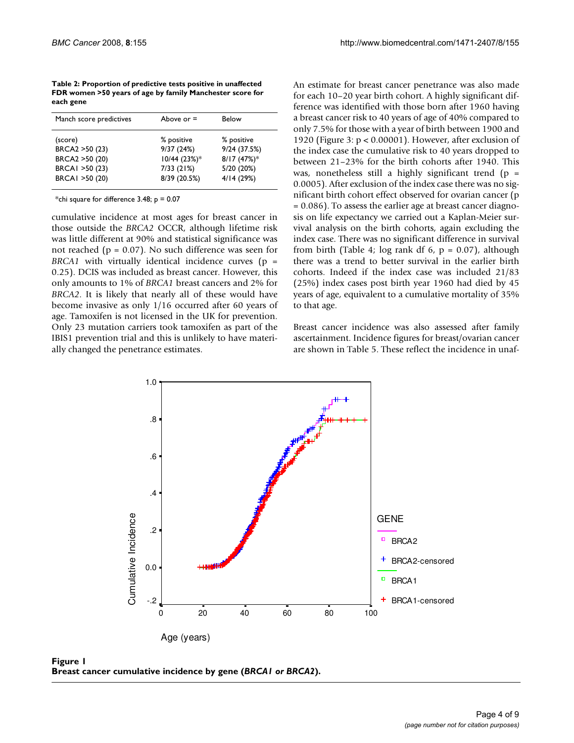**Table 2: Proportion of predictive tests positive in unaffected FDR women >50 years of age by family Manchester score for each gene**

| Manch score predictives | Above or = | Below |
|---|---|---|
| (score) | % positive | % positive |
| BRCA2 >50 (23) | 9/37 (24%) | 9/24 (37.5%) |
| BRCA2 >50 (20) | 10/44 (23%)* | 8/17 (47%)* |
| BRCA1 >50 (23) | 7/33 (21%) | 5/20 (20%) |
| BRCA1 >50 (20) | 8/39 (20.5%) | 4/14 (29%) |

*chi square for difference 3.48; p = 0.07

cumulative incidence at most ages for breast cancer in those outside the *BRCA2* OCCR, although lifetime risk was little different at 90% and statistical significance was not reached (p = 0.07). No such difference was seen for *BRCA1* with virtually identical incidence curves (p = 0.25). DCIS was included as breast cancer. However, this only amounts to 1% of *BRCA1* breast cancers and 2% for *BRCA2*. It is likely that nearly all of these would have become invasive as only 1/16 occurred after 60 years of age. Tamoxifen is not licensed in the UK for prevention. Only 23 mutation carriers took tamoxifen as part of the IBIS1 prevention trial and this is unlikely to have materially changed the penetrance estimates.

An estimate for breast cancer penetrance was also made for each 10–20 year birth cohort. A highly significant difference was identified with those born after 1960 having a breast cancer risk to 40 years of age of 40% compared to only 7.5% for those with a year of birth between 1900 and 1920 (Figure 3: p < 0.00001). However, after exclusion of the index case the cumulative risk to 40 years dropped to between 21–23% for the birth cohorts after 1940. This was, nonetheless still a highly significant trend (p = 0.0005). After exclusion of the index case there was no significant birth cohort effect observed for ovarian cancer (p = 0.086). To assess the earlier age at breast cancer diagnosis on life expectancy we carried out a Kaplan-Meier survival analysis on the birth cohorts, again excluding the index case. There was no significant difference in survival from birth (Table 4; log rank df 6, p = 0.07), although there was a trend to better survival in the earlier birth cohorts. Indeed if the index case was included 21/83 (25%) index cases post birth year 1960 had died by 45 years of age, equivalent to a cumulative mortality of 35% to that age.

Breast cancer incidence was also assessed after family ascertainment. Incidence figures for breast/ovarian cancer are shown in Table 5. These reflect the incidence in unaf-

**Figure 1**
**Breast cancer cumulative incidence by gene (*BRCA1 or BRCA2*).**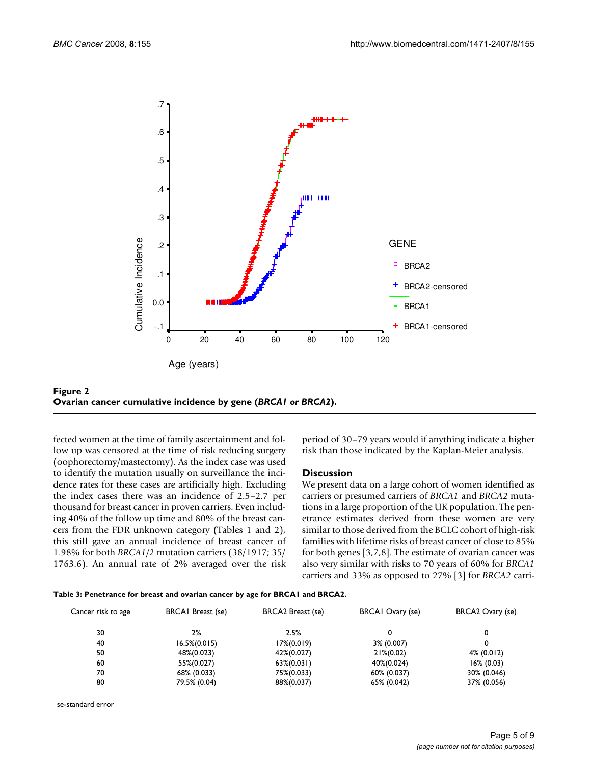**Figure 2**
**Ovarian cancer cumulative incidence by gene (*BRCA1 or BRCA2*).**

fected women at the time of family ascertainment and follow up was censored at the time of risk reducing surgery (oophorectomy/mastectomy). As the index case was used to identify the mutation usually on surveillance the incidence rates for these cases are artificially high. Excluding the index cases there was an incidence of 2.5–2.7 per thousand for breast cancer in proven carriers. Even including 40% of the follow up time and 80% of the breast cancers from the FDR unknown category (Tables 1 and 2), this still gave an annual incidence of breast cancer of 1.98% for both *BRCA1/2* mutation carriers (38/1917; 35/1763.6). An annual rate of 2% averaged over the risk period of 30–79 years would if anything indicate a higher risk than those indicated by the Kaplan-Meier analysis.

## Discussion

We present data on a large cohort of women identified as carriers or presumed carriers of *BRCA1* and *BRCA2* mutations in a large proportion of the UK population. The penetrance estimates derived from these women are very similar to those derived from the BCLC cohort of high-risk families with lifetime risks of breast cancer of close to 85% for both genes [3,7,8]. The estimate of ovarian cancer was also very similar with risks to 70 years of 60% for *BRCA1* carriers and 33% as opposed to 27% [3] for *BRCA2* carri-

**Table 3: Penetrance for breast and ovarian cancer by age for BRCA1 and BRCA2.**

| Cancer risk to age | BRCA1 Breast (se) | BRCA2 Breast (se) | BRCA1 Ovary (se) | BRCA2 Ovary (se) |
|---|---|---|---|---|
| 30 | 2% | 2.5% | 0 | 0 |
| 40 | 16.5%(0.015) | 17%(0.019) | 3% (0.007) | 0 |
| 50 | 48%(0.023) | 42%(0.027) | 21%(0.02) | 4% (0.012) |
| 60 | 55%(0.027) | 63%(0.031) | 40%(0.024) | 16% (0.03) |
| 70 | 68% (0.033) | 75%(0.033) | 60% (0.037) | 30% (0.046) |
| 80 | 79.5% (0.04) | 88%(0.037) | 65% (0.042) | 37% (0.056) |

se-standard error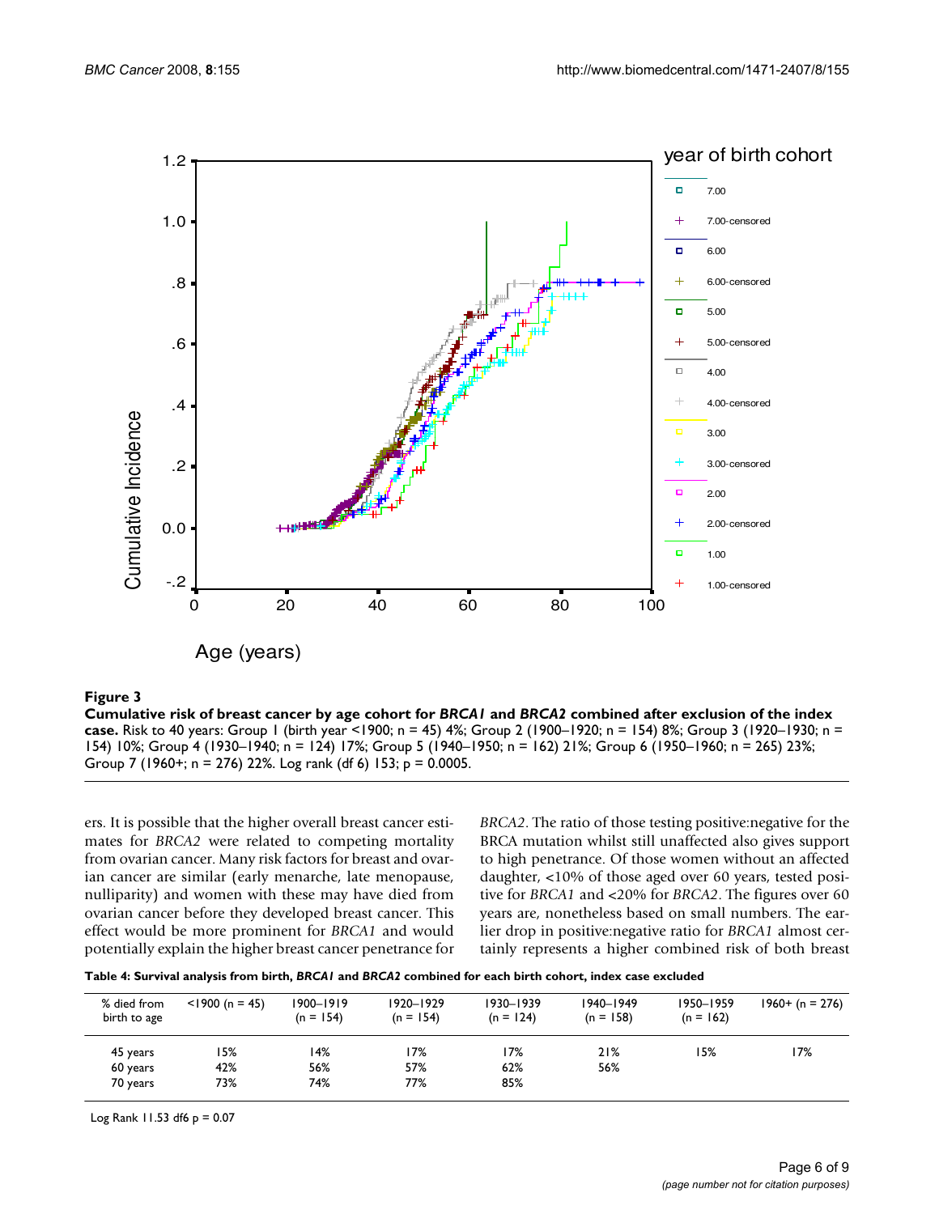**Figure 3**

**Cumulative risk of breast cancer by age cohort for *BRCA1* and *BRCA2* combined after exclusion of the index case.** Risk to 40 years: Group 1 (birth year <1900; n = 45) 4%; Group 2 (1900–1920; n = 154) 8%; Group 3 (1920–1930; n = 154) 10%; Group 4 (1930–1940; n = 124) 17%; Group 5 (1940–1950; n = 162) 21%; Group 6 (1950–1960; n = 265) 23%; Group 7 (1960+; n = 276) 22%. Log rank (df 6) 153; p = 0.0005.

ers. It is possible that the higher overall breast cancer estimates for *BRCA2* were related to competing mortality from ovarian cancer. Many risk factors for breast and ovarian cancer are similar (early menarche, late menopause, nulliparity) and women with these may have died from ovarian cancer before they developed breast cancer. This effect would be more prominent for *BRCA1* and would potentially explain the higher breast cancer penetrance for *BRCA2*. The ratio of those testing positive:negative for the BRCA mutation whilst still unaffected also gives support to high penetrance. Of those women without an affected daughter, <10% of those aged over 60 years, tested positive for *BRCA1* and <20% for *BRCA2*. The figures over 60 years are, nonetheless based on small numbers. The earlier drop in positive:negative ratio for *BRCA1* almost certainly represents a higher combined risk of both breast

**Table 4: Survival analysis from birth, *BRCA1* and *BRCA2* combined for each birth cohort, index case excluded**

| % died from birth to age | <1900 (n = 45) | 1900–1919 (n = 154) | 1920–1929 (n = 154) | 1930–1939 (n = 124) | 1940–1949 (n = 158) | 1950–1959 (n = 162) | 1960+ (n = 276) |
|---|---|---|---|---|---|---|---|
| 45 years | 15% | 14% | 17% | 17% | 21% | 15% | 17% |
| 60 years | 42% | 56% | 57% | 62% | 56% | | |
| 70 years | 73% | 74% | 77% | 85% | | | |

Log Rank 11.53 df6 p = 0.07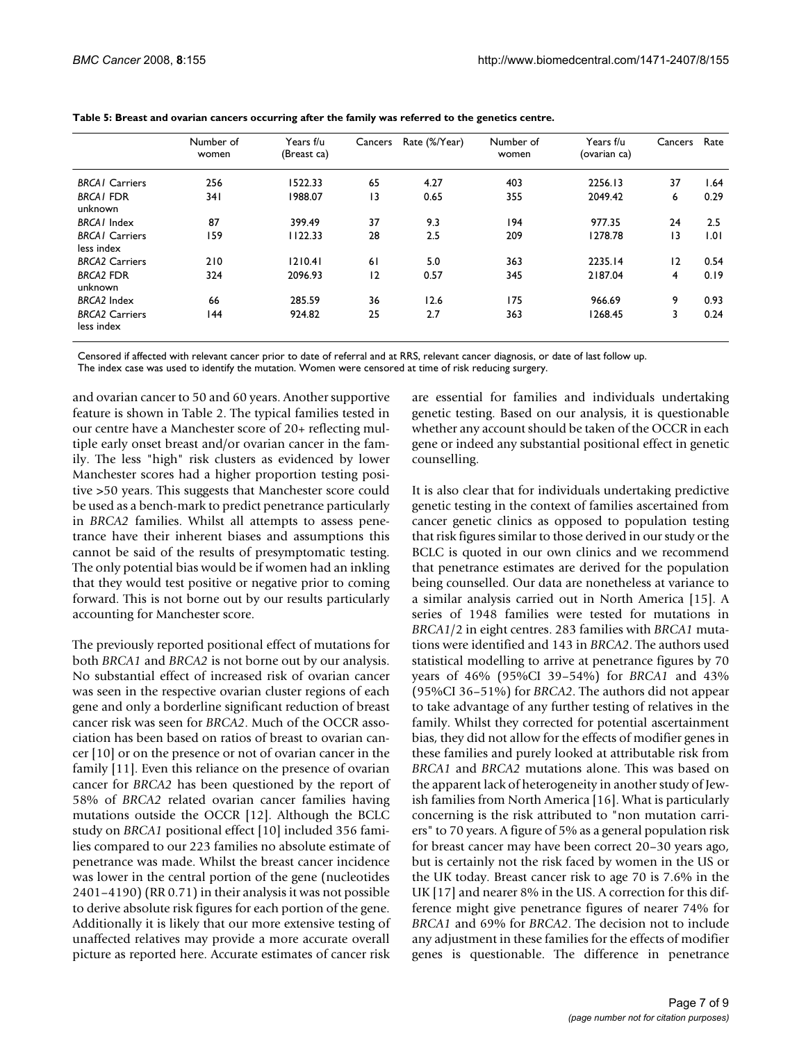**Table 5: Breast and ovarian cancers occurring after the family was referred to the genetics centre.**

| | Number of women | Years f/u (Breast ca) | Cancers | Rate (%/Year) | Number of women | Years f/u (ovarian ca) | Cancers | Rate |
|---|---|---|---|---|---|---|---|---|
| *BRCA1* Carriers | 256 | 1522.33 | 65 | 4.27 | 403 | 2256.13 | 37 | 1.64 |
| *BRCA1* FDR unknown | 341 | 1988.07 | 13 | 0.65 | 355 | 2049.42 | 6 | 0.29 |
| *BRCA1* Index | 87 | 399.49 | 37 | 9.3 | 194 | 977.35 | 24 | 2.5 |
| *BRCA1* Carriers less index | 159 | 1122.33 | 28 | 2.5 | 209 | 1278.78 | 13 | 1.01 |
| *BRCA2* Carriers | 210 | 1210.41 | 61 | 5.0 | 363 | 2235.14 | 12 | 0.54 |
| *BRCA2* FDR unknown | 324 | 2096.93 | 12 | 0.57 | 345 | 2187.04 | 4 | 0.19 |
| *BRCA2* Index | 66 | 285.59 | 36 | 12.6 | 175 | 966.69 | 9 | 0.93 |
| *BRCA2* Carriers less index | 144 | 924.82 | 25 | 2.7 | 363 | 1268.45 | 3 | 0.24 |

Censored if affected with relevant cancer prior to date of referral and at RRS, relevant cancer diagnosis, or date of last follow up.
The index case was used to identify the mutation. Women were censored at time of risk reducing surgery.

and ovarian cancer to 50 and 60 years. Another supportive feature is shown in Table 2. The typical families tested in our centre have a Manchester score of 20+ reflecting multiple early onset breast and/or ovarian cancer in the family. The less "high" risk clusters as evidenced by lower Manchester scores had a higher proportion testing positive >50 years. This suggests that Manchester score could be used as a bench-mark to predict penetrance particularly in *BRCA2* families. Whilst all attempts to assess penetrance have their inherent biases and assumptions this cannot be said of the results of presymptomatic testing. The only potential bias would be if women had an inkling that they would test positive or negative prior to coming forward. This is not borne out by our results particularly accounting for Manchester score.

The previously reported positional effect of mutations for both *BRCA1* and *BRCA2* is not borne out by our analysis. No substantial effect of increased risk of ovarian cancer was seen in the respective ovarian cluster regions of each gene and only a borderline significant reduction of breast cancer risk was seen for *BRCA2*. Much of the OCCR association has been based on ratios of breast to ovarian cancer [10] or on the presence or not of ovarian cancer in the family [11]. Even this reliance on the presence of ovarian cancer for *BRCA2* has been questioned by the report of 58% of *BRCA2* related ovarian cancer families having mutations outside the OCCR [12]. Although the BCLC study on *BRCA1* positional effect [10] included 356 families compared to our 223 families no absolute estimate of penetrance was made. Whilst the breast cancer incidence was lower in the central portion of the gene (nucleotides 2401–4190) (RR 0.71) in their analysis it was not possible to derive absolute risk figures for each portion of the gene. Additionally it is likely that our more extensive testing of unaffected relatives may provide a more accurate overall picture as reported here. Accurate estimates of cancer risk are essential for families and individuals undertaking genetic testing. Based on our analysis, it is questionable whether any account should be taken of the OCCR in each gene or indeed any substantial positional effect in genetic counselling.

It is also clear that for individuals undertaking predictive genetic testing in the context of families ascertained from cancer genetic clinics as opposed to population testing that risk figures similar to those derived in our study or the BCLC is quoted in our own clinics and we recommend that penetrance estimates are derived for the population being counselled. Our data are nonetheless at variance to a similar analysis carried out in North America [15]. A series of 1948 families were tested for mutations in *BRCA1*/2 in eight centres. 283 families with *BRCA1* mutations were identified and 143 in *BRCA2*. The authors used statistical modelling to arrive at penetrance figures by 70 years of 46% (95%CI 39–54%) for *BRCA1* and 43% (95%CI 36–51%) for *BRCA2*. The authors did not appear to take advantage of any further testing of relatives in the family. Whilst they corrected for potential ascertainment bias, they did not allow for the effects of modifier genes in these families and purely looked at attributable risk from *BRCA1* and *BRCA2* mutations alone. This was based on the apparent lack of heterogeneity in another study of Jewish families from North America [16]. What is particularly concerning is the risk attributed to "non mutation carriers" to 70 years. A figure of 5% as a general population risk for breast cancer may have been correct 20–30 years ago, but is certainly not the risk faced by women in the US or the UK today. Breast cancer risk to age 70 is 7.6% in the UK [17] and nearer 8% in the US. A correction for this difference might give penetrance figures of nearer 74% for *BRCA1* and 69% for *BRCA2*. The decision not to include any adjustment in these families for the effects of modifier genes is questionable. The difference in penetrance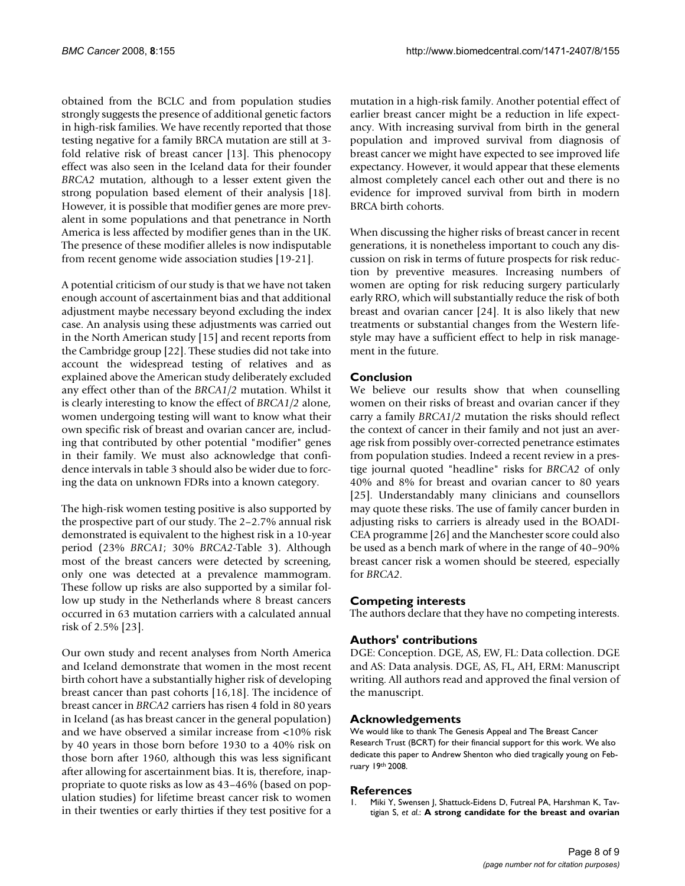obtained from the BCLC and from population studies strongly suggests the presence of additional genetic factors in high-risk families. We have recently reported that those testing negative for a family BRCA mutation are still at 3-fold relative risk of breast cancer [13]. This phenocopy effect was also seen in the Iceland data for their founder *BRCA2* mutation, although to a lesser extent given the strong population based element of their analysis [18]. However, it is possible that modifier genes are more prevalent in some populations and that penetrance in North America is less affected by modifier genes than in the UK. The presence of these modifier alleles is now indisputable from recent genome wide association studies [19-21].

A potential criticism of our study is that we have not taken enough account of ascertainment bias and that additional adjustment maybe necessary beyond excluding the index case. An analysis using these adjustments was carried out in the North American study [15] and recent reports from the Cambridge group [22]. These studies did not take into account the widespread testing of relatives and as explained above the American study deliberately excluded any effect other than of the *BRCA1/2* mutation. Whilst it is clearly interesting to know the effect of *BRCA1/2* alone, women undergoing testing will want to know what their own specific risk of breast and ovarian cancer are, including that contributed by other potential "modifier" genes in their family. We must also acknowledge that confidence intervals in table 3 should also be wider due to forcing the data on unknown FDRs into a known category.

The high-risk women testing positive is also supported by the prospective part of our study. The 2–2.7% annual risk demonstrated is equivalent to the highest risk in a 10-year period (23% *BRCA1*; 30% *BRCA2*-Table 3). Although most of the breast cancers were detected by screening, only one was detected at a prevalence mammogram. These follow up risks are also supported by a similar follow up study in the Netherlands where 8 breast cancers occurred in 63 mutation carriers with a calculated annual risk of 2.5% [23].

Our own study and recent analyses from North America and Iceland demonstrate that women in the most recent birth cohort have a substantially higher risk of developing breast cancer than past cohorts [16,18]. The incidence of breast cancer in *BRCA2* carriers has risen 4 fold in 80 years in Iceland (as has breast cancer in the general population) and we have observed a similar increase from <10% risk by 40 years in those born before 1930 to a 40% risk on those born after 1960, although this was less significant after allowing for ascertainment bias. It is, therefore, inappropriate to quote risks as low as 43–46% (based on population studies) for lifetime breast cancer risk to women in their twenties or early thirties if they test positive for a mutation in a high-risk family. Another potential effect of earlier breast cancer might be a reduction in life expectancy. With increasing survival from birth in the general population and improved survival from diagnosis of breast cancer we might have expected to see improved life expectancy. However, it would appear that these elements almost completely cancel each other out and there is no evidence for improved survival from birth in modern BRCA birth cohorts.

When discussing the higher risks of breast cancer in recent generations, it is nonetheless important to couch any discussion on risk in terms of future prospects for risk reduction by preventive measures. Increasing numbers of women are opting for risk reducing surgery particularly early RRO, which will substantially reduce the risk of both breast and ovarian cancer [24]. It is also likely that new treatments or substantial changes from the Western lifestyle may have a sufficient effect to help in risk management in the future.

## Conclusion

We believe our results show that when counselling women on their risks of breast and ovarian cancer if they carry a family *BRCA1/2* mutation the risks should reflect the context of cancer in their family and not just an average risk from possibly over-corrected penetrance estimates from population studies. Indeed a recent review in a prestige journal quoted "headline" risks for *BRCA2* of only 40% and 8% for breast and ovarian cancer to 80 years [25]. Understandably many clinicians and counsellors may quote these risks. The use of family cancer burden in adjusting risks to carriers is already used in the BOADICEA programme [26] and the Manchester score could also be used as a bench mark of where in the range of 40–90% breast cancer risk a women should be steered, especially for *BRCA2*.

## Competing interests

The authors declare that they have no competing interests.

## Authors' contributions

DGE: Conception. DGE, AS, EW, FL: Data collection. DGE and AS: Data analysis. DGE, AS, FL, AH, ERM: Manuscript writing. All authors read and approved the final version of the manuscript.

## Acknowledgements

We would like to thank The Genesis Appeal and The Breast Cancer Research Trust (BCRT) for their financial support for this work. We also dedicate this paper to Andrew Shenton who died tragically young on February 19th 2008.

## References

1. Miki Y, Swensen J, Shattuck-Eidens D, Futreal PA, Harshman K, Tavtigian S, *et al.*: **A strong candidate for the breast and ovarian**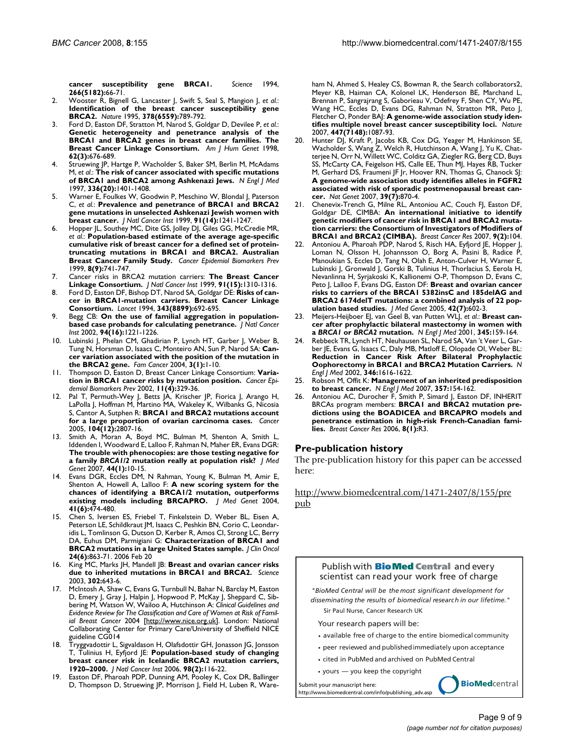cancer susceptibility gene **BRCA1.** *Science* 1994, **266(5182):**66-71.

2. Wooster R, Bignell G, Lancaster J, Swift S, Seal S, Mangion J, *et al.*: **Identification of the breast cancer susceptibility gene BRCA2.** *Nature* 1995, **378(6559):**789-792.
3. Ford D, Easton DF, Stratton M, Narod S, Goldgar D, Devilee P, *et al.*: **Genetic heterogeneity and penetrance analysis of the BRCA1 and BRCA2 genes in breast cancer families. The Breast Cancer Linkage Consortium.** *Am J Hum Genet* 1998, **62(3):**676-689.
4. Struewing JP, Hartge P, Wacholder S, Baker SM, Berlin M, McAdams M, *et al.*: **The risk of cancer associated with specific mutations of BRCA1 and BRCA2 among Ashkenazi Jews.** *N Engl J Med* 1997, **336(20):**1401-1408.
5. Warner E, Foulkes W, Goodwin P, Meschino W, Blondal J, Paterson C, *et al.*: **Prevalence and penetrance of BRCA1 and BRCA2 gene mutations in unselected Ashkenazi Jewish women with breast cancer.** *J Natl Cancer Inst* 1999, **91(14):**1241-1247.
6. Hopper JL, Southey MC, Dite GS, Jolley DJ, Giles GG, McCredie MR, *et al.*: **Population-based estimate of the average age-specific cumulative risk of breast cancer for a defined set of protein-truncating mutations in BRCA1 and BRCA2. Australian Breast Cancer Family Study.** *Cancer Epidemiol Biomarkers Prev* 1999, **8(9):**741-747.
7. Cancer risks in BRCA2 mutation carriers: **The Breast Cancer Linkage Consortium.** *J Natl Cancer Inst* 1999, **91(15):**1310-1316.
8. Ford D, Easton DF, Bishop DT, Narod SA, Goldgar DE: **Risks of cancer in BRCA1-mutation carriers. Breast Cancer Linkage Consortium.** *Lancet* 1994, **343(8899):**692-695.
9. Begg CB: **On the use of familial aggregation in population-based case probands for calculating penetrance.** *J Natl Cancer Inst* 2002, **94(16):**1221-1226.
10. Lubinski J, Phelan CM, Ghadirian P, Lynch HT, Garber J, Weber B, Tung N, Horsman D, Isaacs C, Monteiro AN, Sun P, Narod SA: **Cancer variation associated with the position of the mutation in the BRCA2 gene.** *Fam Cancer* 2004, **3(1):**1-10.
11. Thompson D, Easton D, Breast Cancer Linkage Consortium: **Variation in BRCA1 cancer risks by mutation position.** *Cancer Epidemiol Biomarkers Prev* 2002, **11(4):**329-36.
12. Pal T, Permuth-Wey J, Betts JA, Krischer JP, Fiorica J, Arango H, LaPolla J, Hoffman M, Martino MA, Wakeley K, Wilbanks G, Nicosia S, Cantor A, Sutphen R: **BRCA1 and BRCA2 mutations account for a large proportion of ovarian carcinoma cases.** *Cancer* 2005, **104(12):**2807-16.
13. Smith A, Moran A, Boyd MC, Bulman M, Shenton A, Smith L, Iddenden I, Woodward E, Lalloo F, Rahman N, Maher ER, Evans DGR: **The trouble with phenocopies: are those testing negative for a family *BRCA1/2* mutation really at population risk?** *J Med Genet* 2007, **44(1):**10-15.
14. Evans DGR, Eccles DM, N Rahman, Young K, Bulman M, Amir E, Shenton A, Howell A, Lalloo F: **A new scoring system for the chances of identifying a BRCA1/2 mutation, outperforms existing models including BRCAPRO.** *J Med Genet* 2004, **41(6):**474-480.
15. Chen S, Iversen ES, Friebel T, Finkelstein D, Weber BL, Eisen A, Peterson LE, Schildkraut JM, Isaacs C, Peshkin BN, Corio C, Leondaridis L, Tomlinson G, Dutson D, Kerber R, Amos CI, Strong LC, Berry DA, Euhus DM, Parmigiani G: **Characterization of BRCA1 and BRCA2 mutations in a large United States sample.** *J Clin Oncol* **24(6):**863-71. 2006 Feb 20
16. King MC, Marks JH, Mandell JB: **Breast and ovarian cancer risks due to inherited mutations in BRCA1 and BRCA2.** *Science* 2003, **302:**643-6.
17. McIntosh A, Shaw C, Evans G, Turnbull N, Bahar N, Barclay M, Easton D, Emery J, Gray J, Halpin J, Hopwood P, McKay J, Sheppard C, Sibbering M, Watson W, Wailoo A, Hutchinson A: *Clinical Guidelines and Evidence Review for The Classification and Care of Women at Risk of Familial Breast Cancer* 2004 [http://www.nice.org.uk]. London: National Collaborating Center for Primary Care/University of Sheffield NICE guideline CG014
18. Tryggvadottir L, Sigvaldason H, Olafsdottir GH, Jonasson JG, Jonsson T, Tulinius H, Eyfjord JE: **Population-based study of changing breast cancer risk in Icelandic BRCA2 mutation carriers, 1920–2000.** *J Natl Cancer Inst* 2006, **98(2):**116-22.
19. Easton DF, Pharoah PDP, Dunning AM, Pooley K, Cox DR, Ballinger D, Thompson D, Struewing JP, Morrison J, Field H, Luben R, Wareham N, Ahmed S, Healey CS, Bowman R, the Search collaborators2, Meyer KB, Haiman CA, Kolonel LK, Henderson BE, Marchand L, Brennan P, Sangrajrang S, Gaborieau V, Odefrey F, Shen CY, Wu PE, Wang HC, Eccles D, Evans DG, Rahman N, Stratton MR, Peto J, Fletcher O, Ponder BAJ: **A genome-wide association study identifies multiple novel breast cancer susceptibility loci.** *Nature* 2007, **447(7148):**1087-93.
20. Hunter DJ, Kraft P, Jacobs KB, Cox DG, Yeager M, Hankinson SE, Wacholder S, Wang Z, Welch R, Hutchinson A, Wang J, Yu K, Chatterjee N, Orr N, Willett WC, Colditz GA, Ziegler RG, Berg CD, Buys SS, McCarty CA, Feigelson HS, Calle EE, Thun MJ, Hayes RB, Tucker M, Gerhard DS, Fraumeni JF Jr, Hoover RN, Thomas G, Chanock SJ: **A genome-wide association study identifies alleles in FGFR2 associated with risk of sporadic postmenopausal breast cancer.** *Nat Genet* 2007, **39(7):**870-4.
21. Chenevix-Trench G, Milne RL, Antoniou AC, Couch FJ, Easton DF, Goldgar DE, CIMBA: **An international initiative to identify genetic modifiers of cancer risk in BRCA1 and BRCA2 mutation carriers: the Consortium of Investigators of Modifiers of BRCA1 and BRCA2 (CIMBA).** *Breast Cancer Res* 2007, **9(2):**104.
22. Antoniou A, Pharoah PDP, Narod S, Risch HA, Eyfjord JE, Hopper J, Loman N, Olsson H, Johannsson O, Borg A, Pasini B, Radice P, Manoukian S, Eccles D, Tang N, Olah E, Anton-Culver H, Warner E, Lubinski J, Gronwald J, Gorski B, Tulinius H, Thorlacius S, Eerola H, Nevanlinna H, Syrjakoski K, Kallionemi O-P, Thompson D, Evans C, Peto J, Lalloo F, Evans DG, Easton DF: **Breast and ovarian cancer risks to carriers of the BRCA1 5382insC and 185delAG and BRCA2 6174delT mutations: a combined analysis of 22 population based studies.** *J Med Genet* 2005, **42(7):**602-3.
23. Meijers-Heijboer EJ, van Geel B, van Putten WLJ, *et al.*: **Breast cancer after prophylactic bilateral mastectomy in women with a *BRCA1* or *BRCA2* mutation.** *N Engl J Med* 2001, **345:**159-164.
24. Rebbeck TR, Lynch HT, Neuhausen SL, Narod SA, Van 't Veer L, Garber JE, Evans G, Isaacs C, Daly MB, Matloff E, Olopade OI, Weber BL: **Reduction in Cancer Risk After Bilateral Prophylactic Oophorectomy in BRCA1 and BRCA2 Mutation Carriers.** *N Engl J Med* 2002, **346:**1616-1622.
25. Robson M, Offit K: **Management of an inherited predisposition to breast cancer.** *N Engl J Med* 2007, **357:**154-162.
26. Antoniou AC, Durocher F, Smith P, Simard J, Easton DF, INHERIT BRCAs program members: **BRCA1 and BRCA2 mutation predictions using the BOADICEA and BRCAPRO models and penetrance estimation in high-risk French-Canadian families.** *Breast Cancer Res* 2006, **8(1):**R3.

## Pre-publication history

The pre-publication history for this paper can be accessed here:

http://www.biomedcentral.com/1471-2407/8/155/prepub

Publish with **BioMed Central** and every scientist can read your work free of charge

*"BioMed Central will be the most significant development for disseminating the results of biomedical research in our lifetime."*

Sir Paul Nurse, Cancer Research UK

Your research papers will be:

- available free of charge to the entire biomedical community
- peer reviewed and published immediately upon acceptance
- cited in PubMed and archived on PubMed Central
- yours — you keep the copyright

Submit your manuscript here:
http://www.biomedcentral.com/info/publishing_adv.asp

BioMedcentral